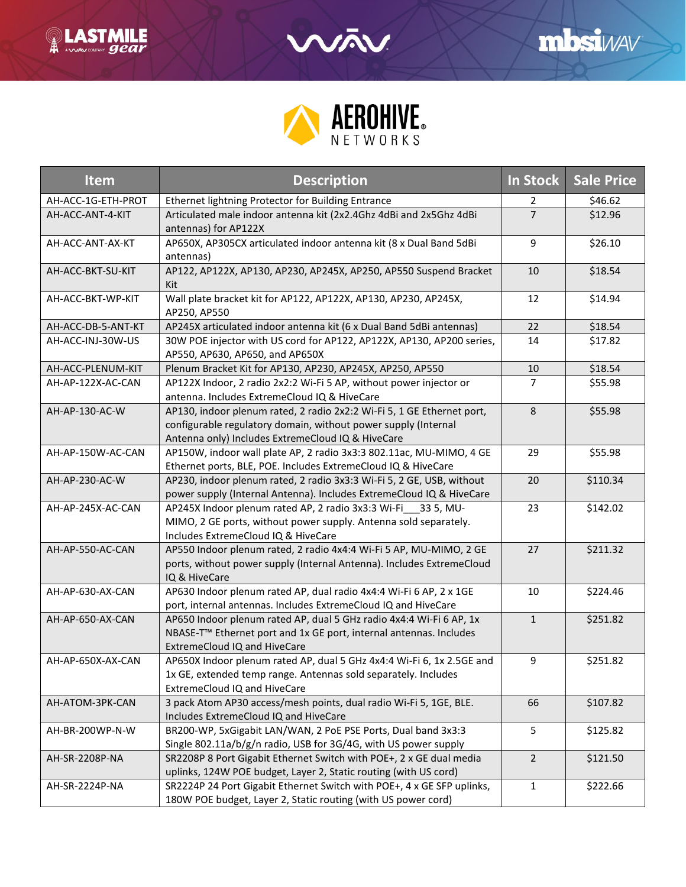| Item | Description | In Stock | Sale Price |
|---|---|---|---|
| AH-ACC-1G-ETH-PROT | Ethernet lightning Protector for Building Entrance | 2 | $46.62 |
| AH-ACC-ANT-4-KIT | Articulated male indoor antenna kit (2x2.4Ghz 4dBi and 2x5Ghz 4dBi antennas) for AP122X | 7 | $12.96 |
| AH-ACC-ANT-AX-KT | AP650X, AP305CX articulated indoor antenna kit (8 x Dual Band 5dBi antennas) | 9 | $26.10 |
| AH-ACC-BKT-SU-KIT | AP122, AP122X, AP130, AP230, AP245X, AP250, AP550 Suspend Bracket Kit | 10 | $18.54 |
| AH-ACC-BKT-WP-KIT | Wall plate bracket kit for AP122, AP122X, AP130, AP230, AP245X, AP250, AP550 | 12 | $14.94 |
| AH-ACC-DB-5-ANT-KT | AP245X articulated indoor antenna kit (6 x Dual Band 5dBi antennas) | 22 | $18.54 |
| AH-ACC-INJ-30W-US | 30W POE injector with US cord for AP122, AP122X, AP130, AP200 series, AP550, AP630, AP650, and AP650X | 14 | $17.82 |
| AH-ACC-PLENUM-KIT | Plenum Bracket Kit for AP130, AP230, AP245X, AP250, AP550 | 10 | $18.54 |
| AH-AP-122X-AC-CAN | AP122X Indoor, 2 radio 2x2:2 Wi-Fi 5 AP, without power injector or antenna. Includes ExtremeCloud IQ & HiveCare | 7 | $55.98 |
| AH-AP-130-AC-W | AP130, indoor plenum rated, 2 radio 2x2:2 Wi-Fi 5, 1 GE Ethernet port, configurable regulatory domain, without power supply (Internal Antenna only) Includes ExtremeCloud IQ & HiveCare | 8 | $55.98 |
| AH-AP-150W-AC-CAN | AP150W, indoor wall plate AP, 2 radio 3x3:3 802.11ac, MU-MIMO, 4 GE Ethernet ports, BLE, POE. Includes ExtremeCloud IQ & HiveCare | 29 | $55.98 |
| AH-AP-230-AC-W | AP230, indoor plenum rated, 2 radio 3x3:3 Wi-Fi 5, 2 GE, USB, without power supply (Internal Antenna). Includes ExtremeCloud IQ & HiveCare | 20 | $110.34 |
| AH-AP-245X-AC-CAN | AP245X Indoor plenum rated AP, 2 radio 3x3:3 Wi-Fi___33 5, MU-MIMO, 2 GE ports, without power supply. Antenna sold separately. Includes ExtremeCloud IQ & HiveCare | 23 | $142.02 |
| AH-AP-550-AC-CAN | AP550 Indoor plenum rated, 2 radio 4x4:4 Wi-Fi 5 AP, MU-MIMO, 2 GE ports, without power supply (Internal Antenna). Includes ExtremeCloud IQ & HiveCare | 27 | $211.32 |
| AH-AP-630-AX-CAN | AP630 Indoor plenum rated AP, dual radio 4x4:4 Wi-Fi 6 AP, 2 x 1GE port, internal antennas. Includes ExtremeCloud IQ and HiveCare | 10 | $224.46 |
| AH-AP-650-AX-CAN | AP650 Indoor plenum rated AP, dual 5 GHz radio 4x4:4 Wi-Fi 6 AP, 1x NBASE-T™ Ethernet port and 1x GE port, internal antennas. Includes ExtremeCloud IQ and HiveCare | 1 | $251.82 |
| AH-AP-650X-AX-CAN | AP650X Indoor plenum rated AP, dual 5 GHz 4x4:4 Wi-Fi 6, 1x 2.5GE and 1x GE, extended temp range. Antennas sold separately. Includes ExtremeCloud IQ and HiveCare | 9 | $251.82 |
| AH-ATOM-3PK-CAN | 3 pack Atom AP30 access/mesh points, dual radio Wi-Fi 5, 1GE, BLE. Includes ExtremeCloud IQ and HiveCare | 66 | $107.82 |
| AH-BR-200WP-N-W | BR200-WP, 5xGigabit LAN/WAN, 2 PoE PSE Ports, Dual band 3x3:3 Single 802.11a/b/g/n radio, USB for 3G/4G, with US power supply | 5 | $125.82 |
| AH-SR-2208P-NA | SR2208P 8 Port Gigabit Ethernet Switch with POE+, 2 x GE dual media uplinks, 124W POE budget, Layer 2, Static routing (with US cord) | 2 | $121.50 |
| AH-SR-2224P-NA | SR2224P 24 Port Gigabit Ethernet Switch with POE+, 4 x GE SFP uplinks, 180W POE budget, Layer 2, Static routing (with US power cord) | 1 | $222.66 |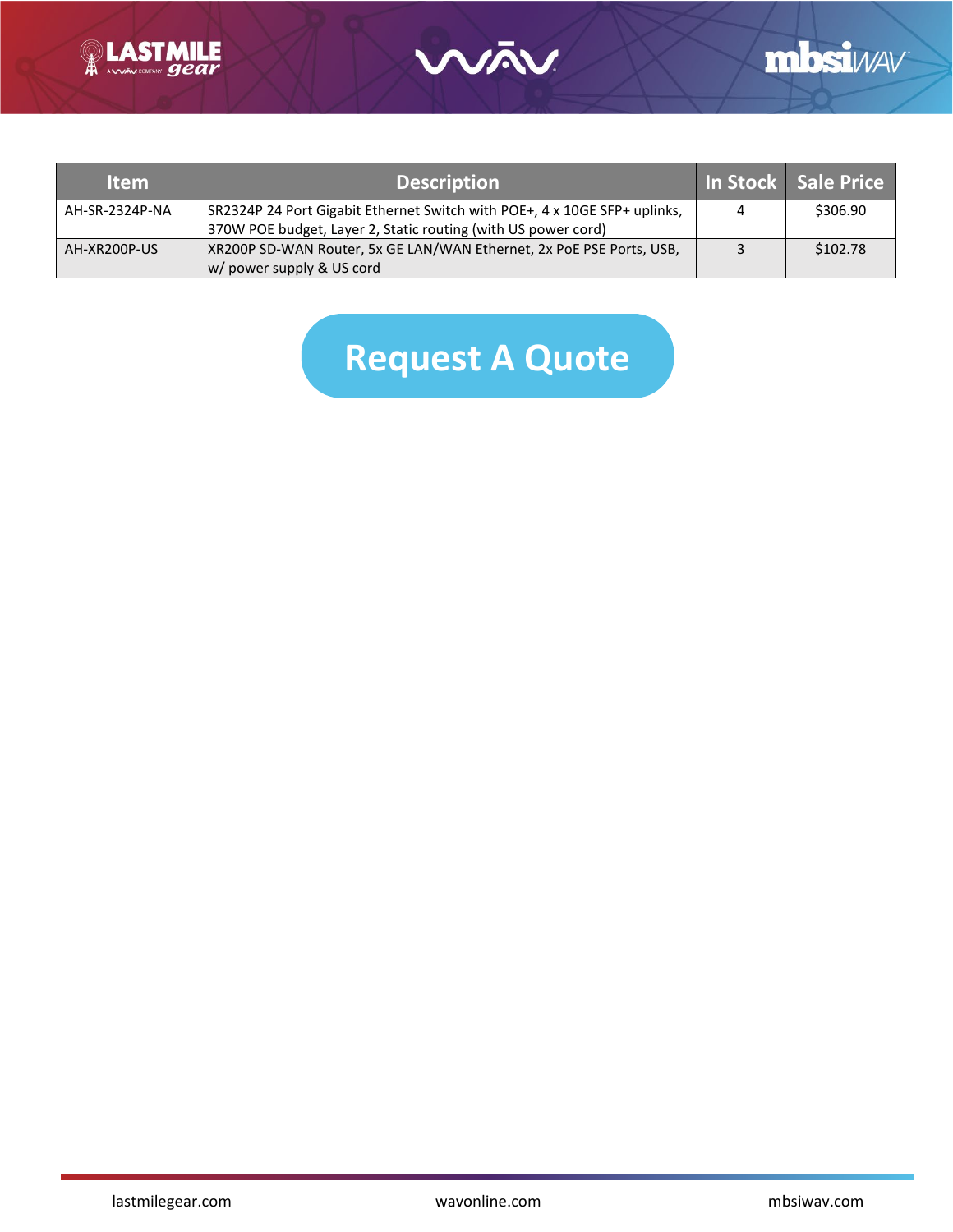| Item | Description | In Stock | Sale Price |
|---|---|---|---|
| AH-SR-2324P-NA | SR2324P 24 Port Gigabit Ethernet Switch with POE+, 4 x 10GE SFP+ uplinks, 370W POE budget, Layer 2, Static routing (with US power cord) | 4 | $306.90 |
| AH-XR200P-US | XR200P SD-WAN Router, 5x GE LAN/WAN Ethernet, 2x PoE PSE Ports, USB, w/ power supply & US cord | 3 | $102.78 |

**Request A Quote**